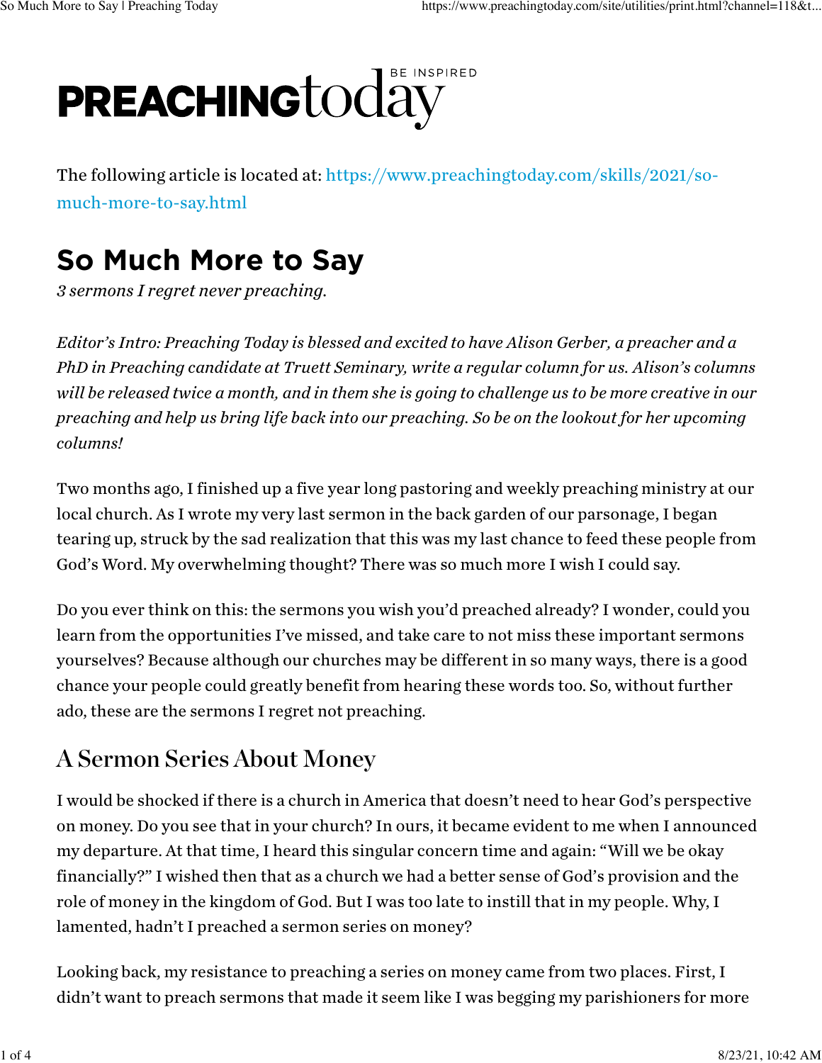PREACHINGtoday BE INSPIRED

The following article is located at: https://www.preachingtoday.com/skills/2021/so-much-more-to-say.html

# So Much More to Say

*3 sermons I regret never preaching.*

*Editor's Intro: Preaching Today is blessed and excited to have Alison Gerber, a preacher and a PhD in Preaching candidate at Truett Seminary, write a regular column for us. Alison's columns will be released twice a month, and in them she is going to challenge us to be more creative in our preaching and help us bring life back into our preaching. So be on the lookout for her upcoming columns!*

Two months ago, I finished up a five year long pastoring and weekly preaching ministry at our local church. As I wrote my very last sermon in the back garden of our parsonage, I began tearing up, struck by the sad realization that this was my last chance to feed these people from God's Word. My overwhelming thought? There was so much more I wish I could say.

Do you ever think on this: the sermons you wish you'd preached already? I wonder, could you learn from the opportunities I've missed, and take care to not miss these important sermons yourselves? Because although our churches may be different in so many ways, there is a good chance your people could greatly benefit from hearing these words too. So, without further ado, these are the sermons I regret not preaching.

## A Sermon Series About Money

I would be shocked if there is a church in America that doesn't need to hear God's perspective on money. Do you see that in your church? In ours, it became evident to me when I announced my departure. At that time, I heard this singular concern time and again: "Will we be okay financially?" I wished then that as a church we had a better sense of God's provision and the role of money in the kingdom of God. But I was too late to instill that in my people. Why, I lamented, hadn't I preached a sermon series on money?

Looking back, my resistance to preaching a series on money came from two places. First, I didn't want to preach sermons that made it seem like I was begging my parishioners for more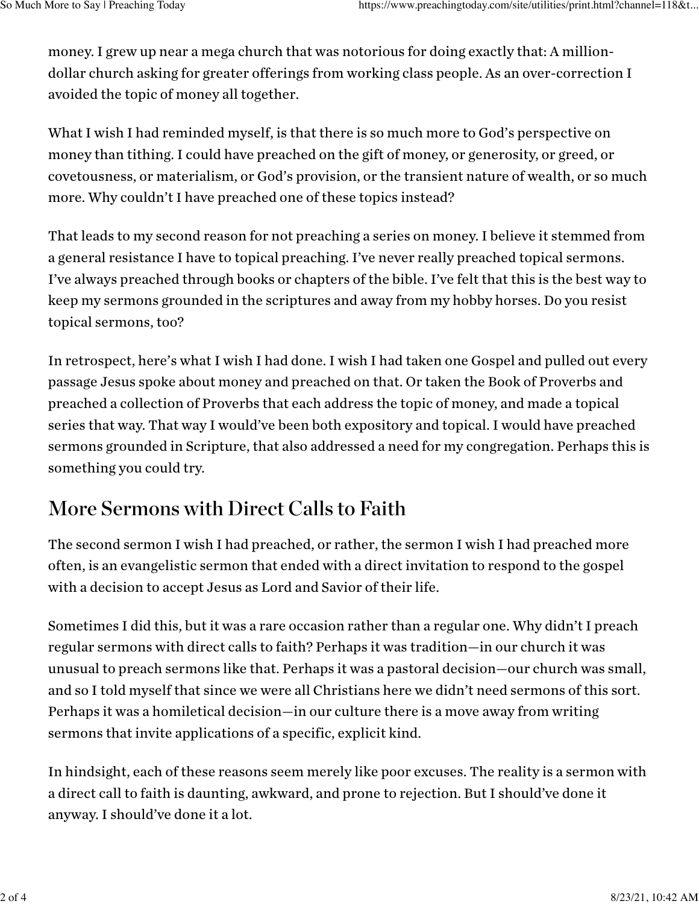money. I grew up near a mega church that was notorious for doing exactly that: A million-dollar church asking for greater offerings from working class people. As an over-correction I avoided the topic of money all together.

What I wish I had reminded myself, is that there is so much more to God's perspective on money than tithing. I could have preached on the gift of money, or generosity, or greed, or covetousness, or materialism, or God's provision, or the transient nature of wealth, or so much more. Why couldn't I have preached one of these topics instead?

That leads to my second reason for not preaching a series on money. I believe it stemmed from a general resistance I have to topical preaching. I've never really preached topical sermons. I've always preached through books or chapters of the bible. I've felt that this is the best way to keep my sermons grounded in the scriptures and away from my hobby horses. Do you resist topical sermons, too?

In retrospect, here's what I wish I had done. I wish I had taken one Gospel and pulled out every passage Jesus spoke about money and preached on that. Or taken the Book of Proverbs and preached a collection of Proverbs that each address the topic of money, and made a topical series that way. That way I would've been both expository and topical. I would have preached sermons grounded in Scripture, that also addressed a need for my congregation. Perhaps this is something you could try.

## More Sermons with Direct Calls to Faith

The second sermon I wish I had preached, or rather, the sermon I wish I had preached more often, is an evangelistic sermon that ended with a direct invitation to respond to the gospel with a decision to accept Jesus as Lord and Savior of their life.

Sometimes I did this, but it was a rare occasion rather than a regular one. Why didn't I preach regular sermons with direct calls to faith? Perhaps it was tradition—in our church it was unusual to preach sermons like that. Perhaps it was a pastoral decision—our church was small, and so I told myself that since we were all Christians here we didn't need sermons of this sort. Perhaps it was a homiletical decision—in our culture there is a move away from writing sermons that invite applications of a specific, explicit kind.

In hindsight, each of these reasons seem merely like poor excuses. The reality is a sermon with a direct call to faith is daunting, awkward, and prone to rejection. But I should've done it anyway. I should've done it a lot.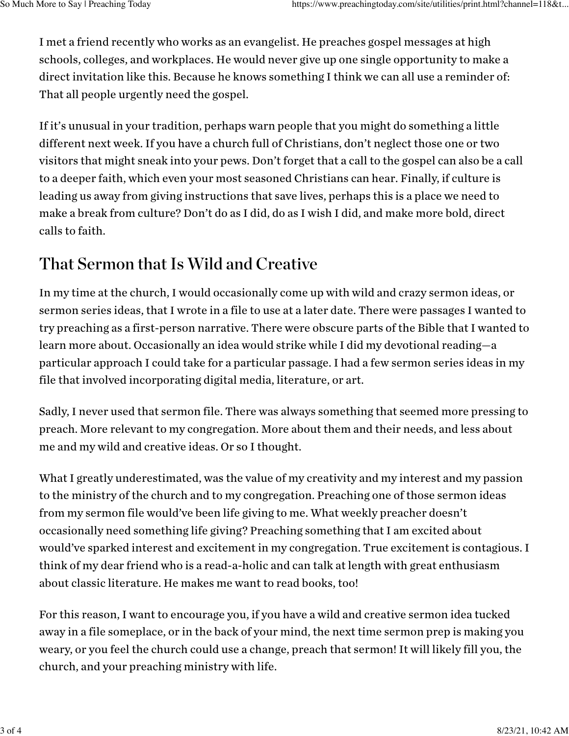I met a friend recently who works as an evangelist. He preaches gospel messages at high schools, colleges, and workplaces. He would never give up one single opportunity to make a direct invitation like this. Because he knows something I think we can all use a reminder of: That all people urgently need the gospel.

If it's unusual in your tradition, perhaps warn people that you might do something a little different next week. If you have a church full of Christians, don't neglect those one or two visitors that might sneak into your pews. Don't forget that a call to the gospel can also be a call to a deeper faith, which even your most seasoned Christians can hear. Finally, if culture is leading us away from giving instructions that save lives, perhaps this is a place we need to make a break from culture? Don't do as I did, do as I wish I did, and make more bold, direct calls to faith.

## That Sermon that Is Wild and Creative

In my time at the church, I would occasionally come up with wild and crazy sermon ideas, or sermon series ideas, that I wrote in a file to use at a later date. There were passages I wanted to try preaching as a first-person narrative. There were obscure parts of the Bible that I wanted to learn more about. Occasionally an idea would strike while I did my devotional reading—a particular approach I could take for a particular passage. I had a few sermon series ideas in my file that involved incorporating digital media, literature, or art.

Sadly, I never used that sermon file. There was always something that seemed more pressing to preach. More relevant to my congregation. More about them and their needs, and less about me and my wild and creative ideas. Or so I thought.

What I greatly underestimated, was the value of my creativity and my interest and my passion to the ministry of the church and to my congregation. Preaching one of those sermon ideas from my sermon file would've been life giving to me. What weekly preacher doesn't occasionally need something life giving? Preaching something that I am excited about would've sparked interest and excitement in my congregation. True excitement is contagious. I think of my dear friend who is a read-a-holic and can talk at length with great enthusiasm about classic literature. He makes me want to read books, too!

For this reason, I want to encourage you, if you have a wild and creative sermon idea tucked away in a file someplace, or in the back of your mind, the next time sermon prep is making you weary, or you feel the church could use a change, preach that sermon! It will likely fill you, the church, and your preaching ministry with life.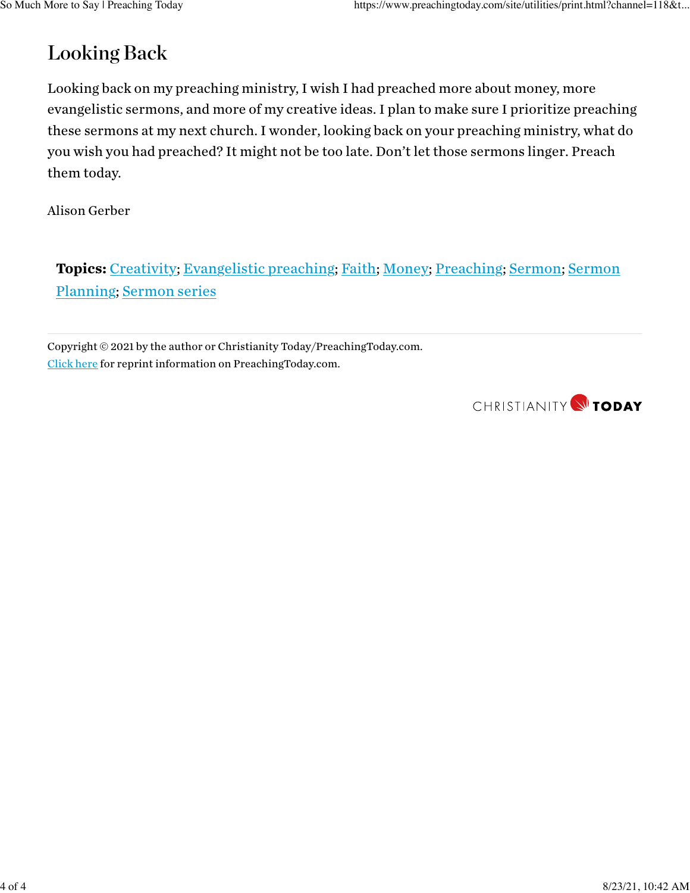## Looking Back

Looking back on my preaching ministry, I wish I had preached more about money, more evangelistic sermons, and more of my creative ideas. I plan to make sure I prioritize preaching these sermons at my next church. I wonder, looking back on your preaching ministry, what do you wish you had preached? It might not be too late. Don't let those sermons linger. Preach them today.

Alison Gerber

**Topics:** Creativity; Evangelistic preaching; Faith; Money; Preaching; Sermon; Sermon Planning; Sermon series

---

Copyright © 2021 by the author or Christianity Today/PreachingToday.com.
Click here for reprint information on PreachingToday.com.

CHRISTIANITY TODAY